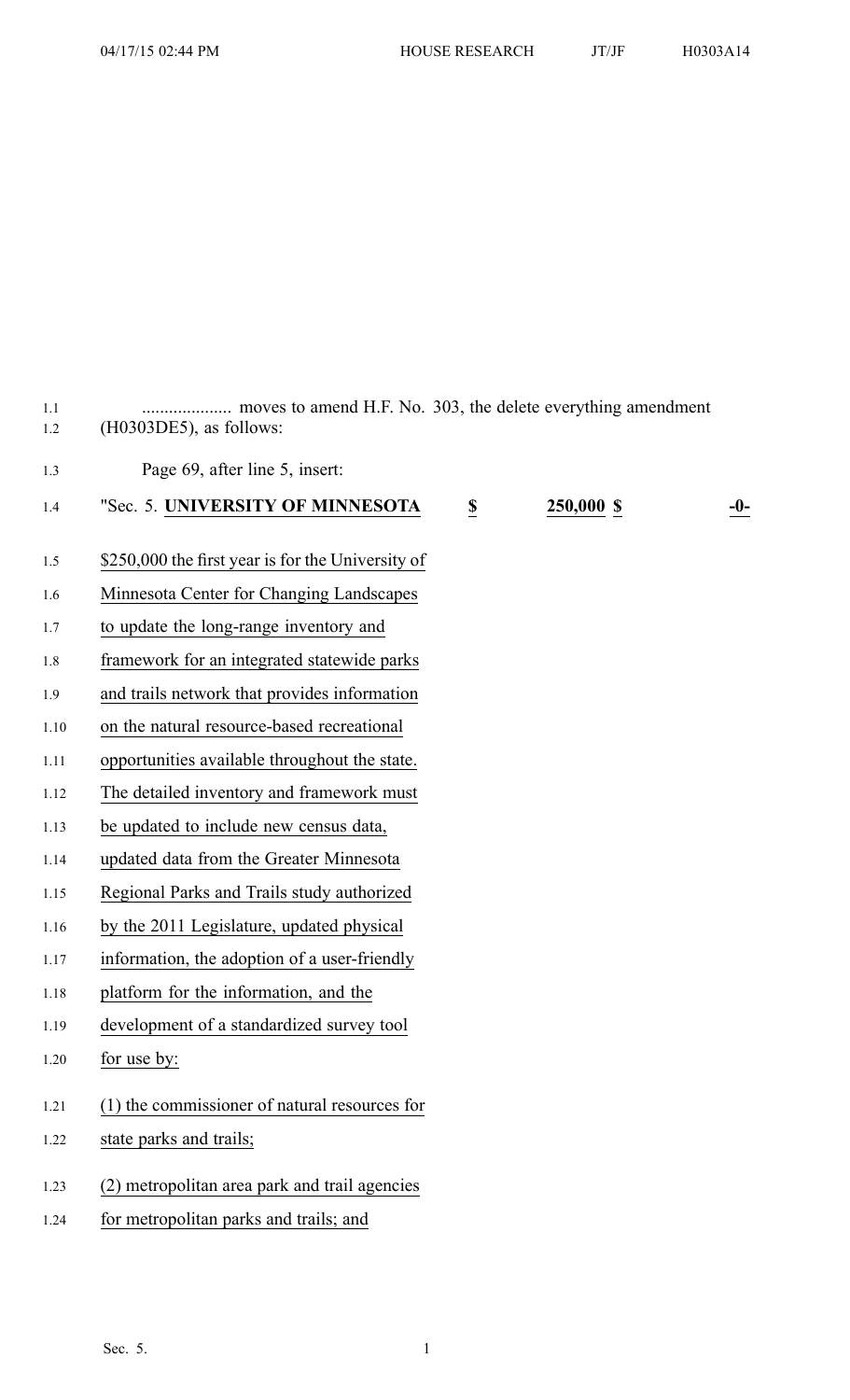.................... moves to amend H.F. No. 303, the delete everything amendment (H0303DE5), as follows:

Page 69, after line 5, insert:

"Sec. 5. **UNIVERSITY OF MINNESOTA** $ 250,000 $ -0-

$250,000 the first year is for the University of Minnesota Center for Changing Landscapes to update the long-range inventory and framework for an integrated statewide parks and trails network that provides information on the natural resource-based recreational opportunities available throughout the state. The detailed inventory and framework must be updated to include new census data, updated data from the Greater Minnesota Regional Parks and Trails study authorized by the 2011 Legislature, updated physical information, the adoption of a user-friendly platform for the information, and the development of a standardized survey tool for use by:

(1) the commissioner of natural resources for state parks and trails;

(2) metropolitan area park and trail agencies for metropolitan parks and trails; and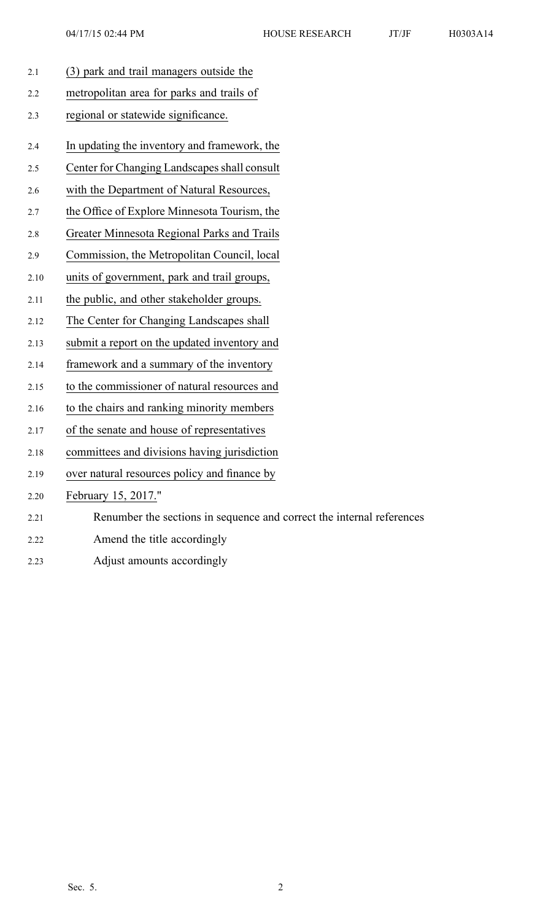(3) park and trail managers outside the metropolitan area for parks and trails of regional or statewide significance.

In updating the inventory and framework, the Center for Changing Landscapes shall consult with the Department of Natural Resources, the Office of Explore Minnesota Tourism, the Greater Minnesota Regional Parks and Trails Commission, the Metropolitan Council, local units of government, park and trail groups, the public, and other stakeholder groups.

The Center for Changing Landscapes shall submit a report on the updated inventory and framework and a summary of the inventory to the commissioner of natural resources and to the chairs and ranking minority members of the senate and house of representatives committees and divisions having jurisdiction over natural resources policy and finance by February 15, 2017."

Renumber the sections in sequence and correct the internal references

Amend the title accordingly

Adjust amounts accordingly